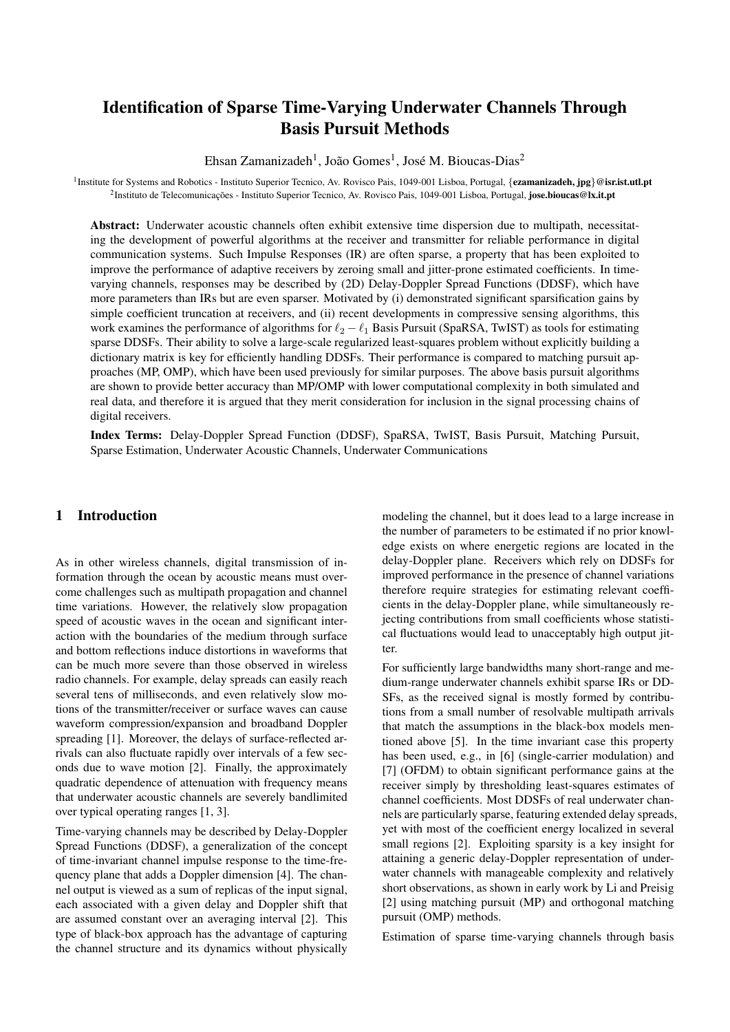# Identification of Sparse Time-Varying Underwater Channels Through Basis Pursuit Methods

Ehsan Zamanizadeh[1], João Gomes[1], José M. Bioucas-Dias[2]

[1]Institute for Systems and Robotics - Instituto Superior Tecnico, Av. Rovisco Pais, 1049-001 Lisboa, Portugal, {**ezamanizadeh, jpg**}**@isr.ist.utl.pt**
[2]Instituto de Telecomunicações - Instituto Superior Tecnico, Av. Rovisco Pais, 1049-001 Lisboa, Portugal, **jose.bioucas@lx.it.pt**

**Abstract:** Underwater acoustic channels often exhibit extensive time dispersion due to multipath, necessitating the development of powerful algorithms at the receiver and transmitter for reliable performance in digital communication systems. Such Impulse Responses (IR) are often sparse, a property that has been exploited to improve the performance of adaptive receivers by zeroing small and jitter-prone estimated coefficients. In time-varying channels, responses may be described by (2D) Delay-Doppler Spread Functions (DDSF), which have more parameters than IRs but are even sparser. Motivated by (i) demonstrated significant sparsification gains by simple coefficient truncation at receivers, and (ii) recent developments in compressive sensing algorithms, this work examines the performance of algorithms for $\ell_2 - \ell_1$ Basis Pursuit (SpaRSA, TwIST) as tools for estimating sparse DDSFs. Their ability to solve a large-scale regularized least-squares problem without explicitly building a dictionary matrix is key for efficiently handling DDSFs. Their performance is compared to matching pursuit approaches (MP, OMP), which have been used previously for similar purposes. The above basis pursuit algorithms are shown to provide better accuracy than MP/OMP with lower computational complexity in both simulated and real data, and therefore it is argued that they merit consideration for inclusion in the signal processing chains of digital receivers.

**Index Terms:** Delay-Doppler Spread Function (DDSF), SpaRSA, TwIST, Basis Pursuit, Matching Pursuit, Sparse Estimation, Underwater Acoustic Channels, Underwater Communications

## 1 Introduction

As in other wireless channels, digital transmission of information through the ocean by acoustic means must overcome challenges such as multipath propagation and channel time variations. However, the relatively slow propagation speed of acoustic waves in the ocean and significant interaction with the boundaries of the medium through surface and bottom reflections induce distortions in waveforms that can be much more severe than those observed in wireless radio channels. For example, delay spreads can easily reach several tens of milliseconds, and even relatively slow motions of the transmitter/receiver or surface waves can cause waveform compression/expansion and broadband Doppler spreading [1]. Moreover, the delays of surface-reflected arrivals can also fluctuate rapidly over intervals of a few seconds due to wave motion [2]. Finally, the approximately quadratic dependence of attenuation with frequency means that underwater acoustic channels are severely bandlimited over typical operating ranges [1, 3].

Time-varying channels may be described by Delay-Doppler Spread Functions (DDSF), a generalization of the concept of time-invariant channel impulse response to the time-frequency plane that adds a Doppler dimension [4]. The channel output is viewed as a sum of replicas of the input signal, each associated with a given delay and Doppler shift that are assumed constant over an averaging interval [2]. This type of black-box approach has the advantage of capturing the channel structure and its dynamics without physically modeling the channel, but it does lead to a large increase in the number of parameters to be estimated if no prior knowledge exists on where energetic regions are located in the delay-Doppler plane. Receivers which rely on DDSFs for improved performance in the presence of channel variations therefore require strategies for estimating relevant coefficients in the delay-Doppler plane, while simultaneously rejecting contributions from small coefficients whose statistical fluctuations would lead to unacceptably high output jitter.

For sufficiently large bandwidths many short-range and medium-range underwater channels exhibit sparse IRs or DDSFs, as the received signal is mostly formed by contributions from a small number of resolvable multipath arrivals that match the assumptions in the black-box models mentioned above [5]. In the time invariant case this property has been used, e.g., in [6] (single-carrier modulation) and [7] (OFDM) to obtain significant performance gains at the receiver simply by thresholding least-squares estimates of channel coefficients. Most DDSFs of real underwater channels are particularly sparse, featuring extended delay spreads, yet with most of the coefficient energy localized in several small regions [2]. Exploiting sparsity is a key insight for attaining a generic delay-Doppler representation of underwater channels with manageable complexity and relatively short observations, as shown in early work by Li and Preisig [2] using matching pursuit (MP) and orthogonal matching pursuit (OMP) methods.

Estimation of sparse time-varying channels through basis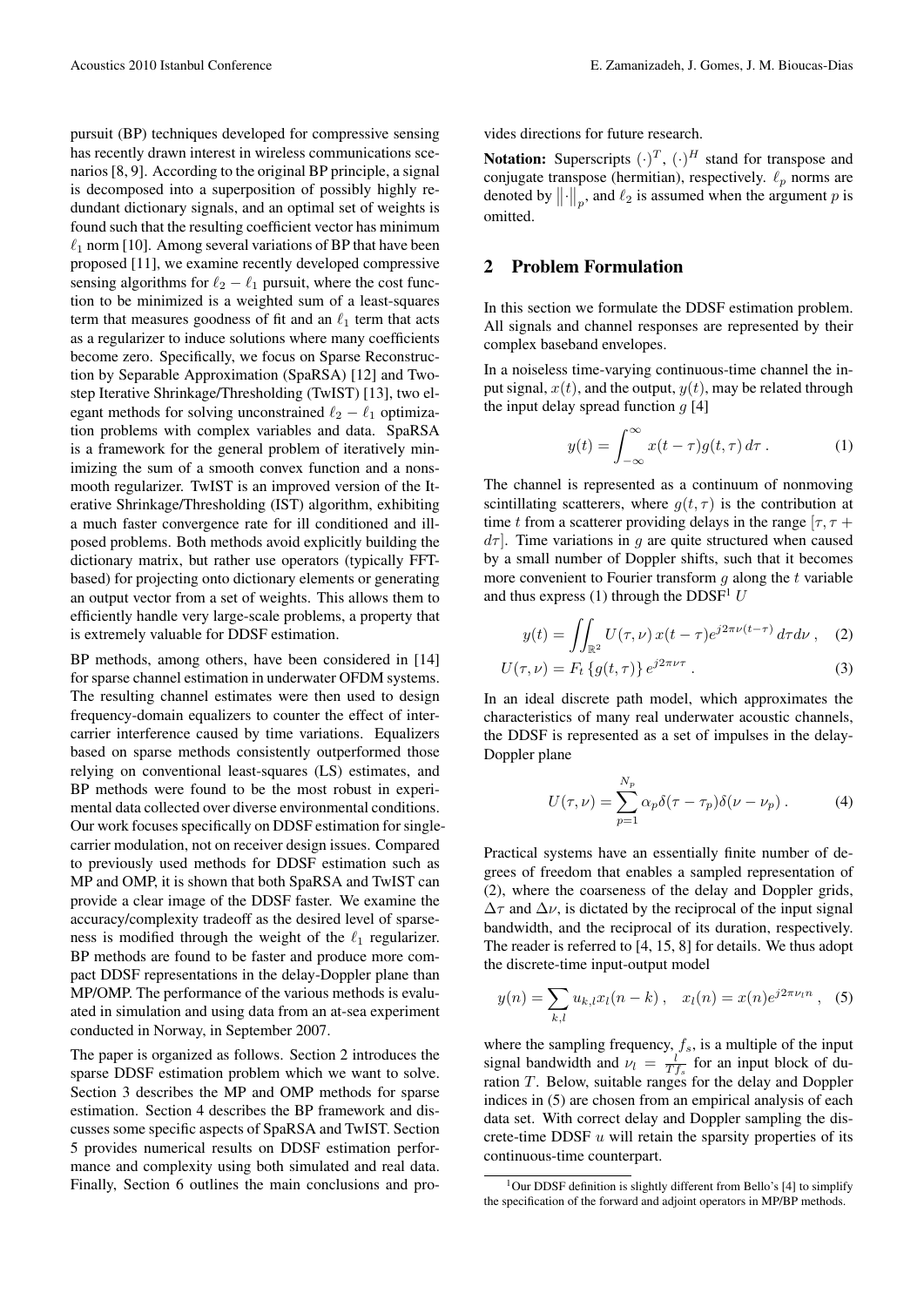pursuit (BP) techniques developed for compressive sensing has recently drawn interest in wireless communications scenarios [8, 9]. According to the original BP principle, a signal is decomposed into a superposition of possibly highly redundant dictionary signals, and an optimal set of weights is found such that the resulting coefficient vector has minimum $\ell_1$ norm [10]. Among several variations of BP that have been proposed [11], we examine recently developed compressive sensing algorithms for $\ell_2 - \ell_1$ pursuit, where the cost function to be minimized is a weighted sum of a least-squares term that measures goodness of fit and an $\ell_1$ term that acts as a regularizer to induce solutions where many coefficients become zero. Specifically, we focus on Sparse Reconstruction by Separable Approximation (SpaRSA) [12] and Two-step Iterative Shrinkage/Thresholding (TwIST) [13], two elegant methods for solving unconstrained $\ell_2 - \ell_1$ optimization problems with complex variables and data. SpaRSA is a framework for the general problem of iteratively minimizing the sum of a smooth convex function and a nonsmooth regularizer. TwIST is an improved version of the Iterative Shrinkage/Thresholding (IST) algorithm, exhibiting a much faster convergence rate for ill conditioned and ill-posed problems. Both methods avoid explicitly building the dictionary matrix, but rather use operators (typically FFT-based) for projecting onto dictionary elements or generating an output vector from a set of weights. This allows them to efficiently handle very large-scale problems, a property that is extremely valuable for DDSF estimation.

BP methods, among others, have been considered in [14] for sparse channel estimation in underwater OFDM systems. The resulting channel estimates were then used to design frequency-domain equalizers to counter the effect of inter-carrier interference caused by time variations. Equalizers based on sparse methods consistently outperformed those relying on conventional least-squares (LS) estimates, and BP methods were found to be the most robust in experimental data collected over diverse environmental conditions. Our work focuses specifically on DDSF estimation for single-carrier modulation, not on receiver design issues. Compared to previously used methods for DDSF estimation such as MP and OMP, it is shown that both SpaRSA and TwIST can provide a clear image of the DDSF faster. We examine the accuracy/complexity tradeoff as the desired level of sparseness is modified through the weight of the $\ell_1$ regularizer. BP methods are found to be faster and produce more compact DDSF representations in the delay-Doppler plane than MP/OMP. The performance of the various methods is evaluated in simulation and using data from an at-sea experiment conducted in Norway, in September 2007.

The paper is organized as follows. Section 2 introduces the sparse DDSF estimation problem which we want to solve. Section 3 describes the MP and OMP methods for sparse estimation. Section 4 describes the BP framework and discusses some specific aspects of SpaRSA and TwIST. Section 5 provides numerical results on DDSF estimation performance and complexity using both simulated and real data. Finally, Section 6 outlines the main conclusions and provides directions for future research.

**Notation:** Superscripts $(\cdot)^T$, $(\cdot)^H$ stand for transpose and conjugate transpose (hermitian), respectively. $\ell_p$ norms are denoted by $\|\cdot\|_p$, and $\ell_2$ is assumed when the argument $p$ is omitted.

## 2 Problem Formulation

In this section we formulate the DDSF estimation problem. All signals and channel responses are represented by their complex baseband envelopes.

In a noiseless time-varying continuous-time channel the input signal, $x(t)$, and the output, $y(t)$, may be related through the input delay spread function $g$ [4]

$$y(t) = \int_{-\infty}^{\infty} x(t-\tau) g(t,\tau)\, d\tau\,. \tag{1}$$

The channel is represented as a continuum of nonmoving scintillating scatterers, where $g(t,\tau)$ is the contribution at time $t$ from a scatterer providing delays in the range $[\tau, \tau + d\tau]$. Time variations in $g$ are quite structured when caused by a small number of Doppler shifts, such that it becomes more convenient to Fourier transform $g$ along the $t$ variable and thus express (1) through the DDSF[1] $U$

$$y(t) = \iint_{\mathbb{R}^2} U(\tau,\nu)\, x(t-\tau) e^{j2\pi\nu(t-\tau)}\, d\tau d\nu\,, \tag{2}$$

$$U(\tau,\nu) = F_t\left\{g(t,\tau)\right\} e^{j2\pi\nu\tau}\,. \tag{3}$$

In an ideal discrete path model, which approximates the characteristics of many real underwater acoustic channels, the DDSF is represented as a set of impulses in the delay-Doppler plane

$$U(\tau,\nu) = \sum_{p=1}^{N_p} \alpha_p \delta(\tau - \tau_p)\delta(\nu - \nu_p)\,. \tag{4}$$

Practical systems have an essentially finite number of degrees of freedom that enables a sampled representation of (2), where the coarseness of the delay and Doppler grids, $\Delta\tau$ and $\Delta\nu$, is dictated by the reciprocal of the input signal bandwidth, and the reciprocal of its duration, respectively. The reader is referred to [4, 15, 8] for details. We thus adopt the discrete-time input-output model

$$y(n) = \sum_{k,l} u_{k,l} x_l(n-k)\,, \quad x_l(n) = x(n) e^{j2\pi\nu_l n}\,, \tag{5}$$

where the sampling frequency, $f_s$, is a multiple of the input signal bandwidth and $\nu_l = \frac{l}{Tf_s}$ for an input block of duration $T$. Below, suitable ranges for the delay and Doppler indices in (5) are chosen from an empirical analysis of each data set. With correct delay and Doppler sampling the discrete-time DDSF $u$ will retain the sparsity properties of its continuous-time counterpart.

[1] Our DDSF definition is slightly different from Bello's [4] to simplify the specification of the forward and adjoint operators in MP/BP methods.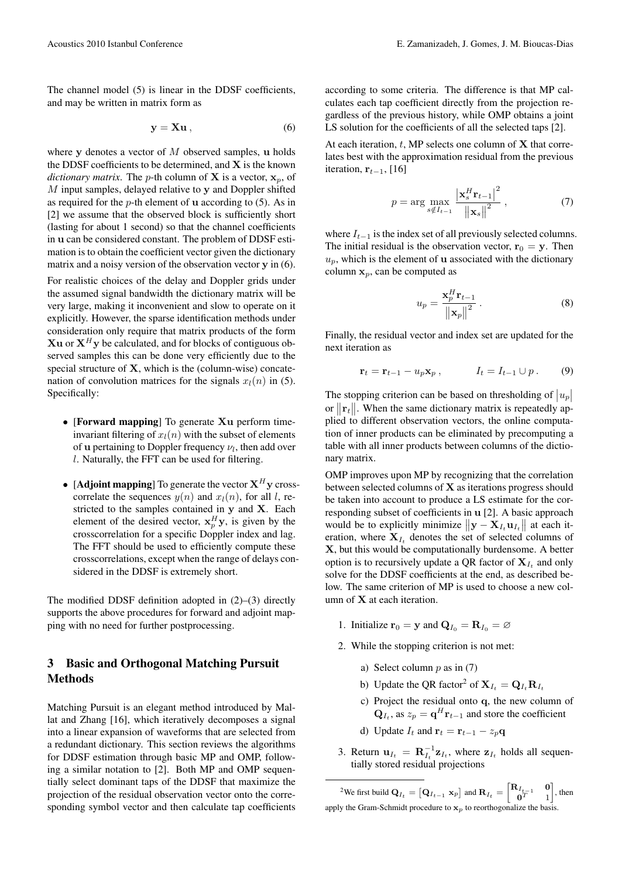The channel model (5) is linear in the DDSF coefficients, and may be written in matrix form as

$$\mathbf{y} = \mathbf{X}\mathbf{u}\,, \tag{6}$$

where $\mathbf{y}$ denotes a vector of $M$ observed samples, $\mathbf{u}$ holds the DDSF coefficients to be determined, and $\mathbf{X}$ is the known *dictionary matrix*. The $p$-th column of $\mathbf{X}$ is a vector, $\mathbf{x}_p$, of $M$ input samples, delayed relative to $\mathbf{y}$ and Doppler shifted as required for the $p$-th element of $\mathbf{u}$ according to (5). As in [2] we assume that the observed block is sufficiently short (lasting for about 1 second) so that the channel coefficients in $\mathbf{u}$ can be considered constant. The problem of DDSF estimation is to obtain the coefficient vector given the dictionary matrix and a noisy version of the observation vector $\mathbf{y}$ in (6).

For realistic choices of the delay and Doppler grids under the assumed signal bandwidth the dictionary matrix will be very large, making it inconvenient and slow to operate on it explicitly. However, the sparse identification methods under consideration only require that matrix products of the form $\mathbf{X}\mathbf{u}$ or $\mathbf{X}^H\mathbf{y}$ be calculated, and for blocks of contiguous observed samples this can be done very efficiently due to the special structure of $\mathbf{X}$, which is the (column-wise) concatenation of convolution matrices for the signals $x_l(n)$ in (5). Specifically:

- [**Forward mapping**] To generate $\mathbf{X}\mathbf{u}$ perform time-invariant filtering of $x_l(n)$ with the subset of elements of $\mathbf{u}$ pertaining to Doppler frequency $\nu_l$, then add over $l$. Naturally, the FFT can be used for filtering.
- [**Adjoint mapping**] To generate the vector $\mathbf{X}^H\mathbf{y}$ cross-correlate the sequences $y(n)$ and $x_l(n)$, for all $l$, restricted to the samples contained in $\mathbf{y}$ and $\mathbf{X}$. Each element of the desired vector, $\mathbf{x}_p^H\mathbf{y}$, is given by the crosscorrelation for a specific Doppler index and lag. The FFT should be used to efficiently compute these crosscorrelations, except when the range of delays considered in the DDSF is extremely short.

The modified DDSF definition adopted in (2)–(3) directly supports the above procedures for forward and adjoint mapping with no need for further postprocessing.

## 3 Basic and Orthogonal Matching Pursuit Methods

Matching Pursuit is an elegant method introduced by Mallat and Zhang [16], which iteratively decomposes a signal into a linear expansion of waveforms that are selected from a redundant dictionary. This section reviews the algorithms for DDSF estimation through basic MP and OMP, following a similar notation to [2]. Both MP and OMP sequentially select dominant taps of the DDSF that maximize the projection of the residual observation vector onto the corresponding symbol vector and then calculate tap coefficients according to some criteria. The difference is that MP calculates each tap coefficient directly from the projection regardless of the previous history, while OMP obtains a joint LS solution for the coefficients of all the selected taps [2].

At each iteration, $t$, MP selects one column of $\mathbf{X}$ that correlates best with the approximation residual from the previous iteration, $\mathbf{r}_{t-1}$, [16]

$$p = \arg\max_{s \notin I_{t-1}} \frac{\left|\mathbf{x}_s^H \mathbf{r}_{t-1}\right|^2}{\left\|\mathbf{x}_s\right\|^2}\,, \tag{7}$$

where $I_{t-1}$ is the index set of all previously selected columns. The initial residual is the observation vector, $\mathbf{r}_0 = \mathbf{y}$. Then $u_p$, which is the element of $\mathbf{u}$ associated with the dictionary column $\mathbf{x}_p$, can be computed as

$$u_p = \frac{\mathbf{x}_p^H \mathbf{r}_{t-1}}{\left\|\mathbf{x}_p\right\|^2}\,. \tag{8}$$

Finally, the residual vector and index set are updated for the next iteration as

$$\mathbf{r}_t = \mathbf{r}_{t-1} - u_p \mathbf{x}_p\,, \qquad I_t = I_{t-1} \cup p\,. \tag{9}$$

The stopping criterion can be based on thresholding of $\left|u_p\right|$ or $\left\|\mathbf{r}_t\right\|$. When the same dictionary matrix is repeatedly applied to different observation vectors, the online computation of inner products can be eliminated by precomputing a table with all inner products between columns of the dictionary matrix.

OMP improves upon MP by recognizing that the correlation between selected columns of $\mathbf{X}$ as iterations progress should be taken into account to produce a LS estimate for the corresponding subset of coefficients in $\mathbf{u}$ [2]. A basic approach would be to explicitly minimize $\left\|\mathbf{y} - \mathbf{X}_{I_t}\mathbf{u}_{I_t}\right\|$ at each iteration, where $\mathbf{X}_{I_t}$ denotes the set of selected columns of $\mathbf{X}$, but this would be computationally burdensome. A better option is to recursively update a QR factor of $\mathbf{X}_{I_t}$ and only solve for the DDSF coefficients at the end, as described below. The same criterion of MP is used to choose a new column of $\mathbf{X}$ at each iteration.

1. Initialize $\mathbf{r}_0 = \mathbf{y}$ and $\mathbf{Q}_{I_0} = \mathbf{R}_{I_0} = \varnothing$
2. While the stopping criterion is not met:
   a) Select column $p$ as in (7)
   b) Update the QR factor[2] of $\mathbf{X}_{I_t} = \mathbf{Q}_{I_t}\mathbf{R}_{I_t}$
   c) Project the residual onto $\mathbf{q}$, the new column of $\mathbf{Q}_{I_t}$, as $z_p = \mathbf{q}^H\mathbf{r}_{t-1}$ and store the coefficient
   d) Update $I_t$ and $\mathbf{r}_t = \mathbf{r}_{t-1} - z_p\mathbf{q}$
3. Return $\mathbf{u}_{I_t} = \mathbf{R}_{I_t}^{-1}\mathbf{z}_{I_t}$, where $\mathbf{z}_{I_t}$ holds all sequentially stored residual projections

[2] We first build $\mathbf{Q}_{I_t} = \begin{bmatrix}\mathbf{Q}_{I_{t-1}} & \mathbf{x}_p\end{bmatrix}$ and $\mathbf{R}_{I_t} = \begin{bmatrix}\mathbf{R}_{I_{t-1}} & \mathbf{0} \\ \mathbf{0}^T & 1\end{bmatrix}$, then apply the Gram-Schmidt procedure to $\mathbf{x}_p$ to reorthogonalize the basis.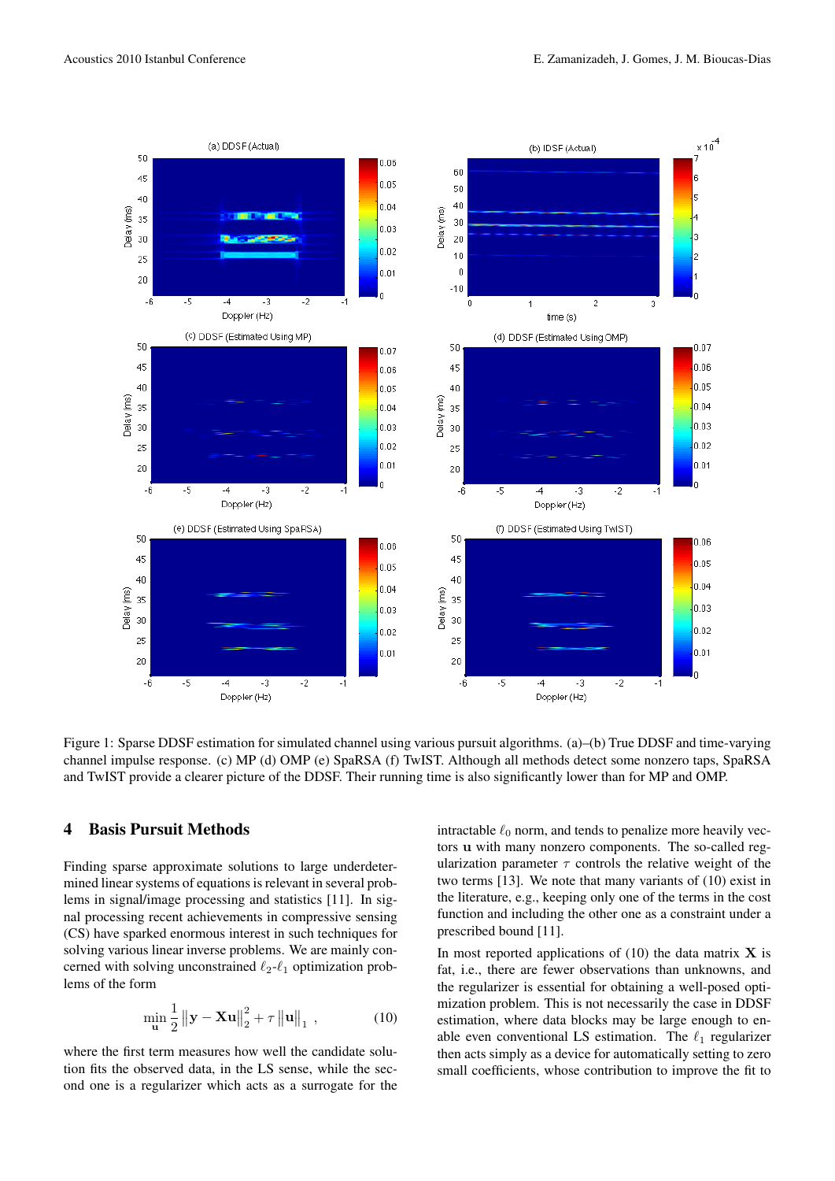Figure 1: Sparse DDSF estimation for simulated channel using various pursuit algorithms. (a)–(b) True DDSF and time-varying channel impulse response. (c) MP (d) OMP (e) SpaRSA (f) TwIST. Although all methods detect some nonzero taps, SpaRSA and TwIST provide a clearer picture of the DDSF. Their running time is also significantly lower than for MP and OMP.

## 4 Basis Pursuit Methods

Finding sparse approximate solutions to large underdetermined linear systems of equations is relevant in several problems in signal/image processing and statistics [11]. In signal processing recent achievements in compressive sensing (CS) have sparked enormous interest in such techniques for solving various linear inverse problems. We are mainly concerned with solving unconstrained $\ell_2$-$\ell_1$ optimization problems of the form

$$\min_{\mathbf{u}} \frac{1}{2} \left\| \mathbf{y} - \mathbf{X}\mathbf{u} \right\|_2^2 + \tau \left\| \mathbf{u} \right\|_1 , \qquad (10)$$

where the first term measures how well the candidate solution fits the observed data, in the LS sense, while the second one is a regularizer which acts as a surrogate for the intractable $\ell_0$ norm, and tends to penalize more heavily vectors $\mathbf{u}$ with many nonzero components. The so-called regularization parameter $\tau$ controls the relative weight of the two terms [13]. We note that many variants of (10) exist in the literature, e.g., keeping only one of the terms in the cost function and including the other one as a constraint under a prescribed bound [11].

In most reported applications of (10) the data matrix $\mathbf{X}$ is fat, i.e., there are fewer observations than unknowns, and the regularizer is essential for obtaining a well-posed optimization problem. This is not necessarily the case in DDSF estimation, where data blocks may be large enough to enable even conventional LS estimation. The $\ell_1$ regularizer then acts simply as a device for automatically setting to zero small coefficients, whose contribution to improve the fit to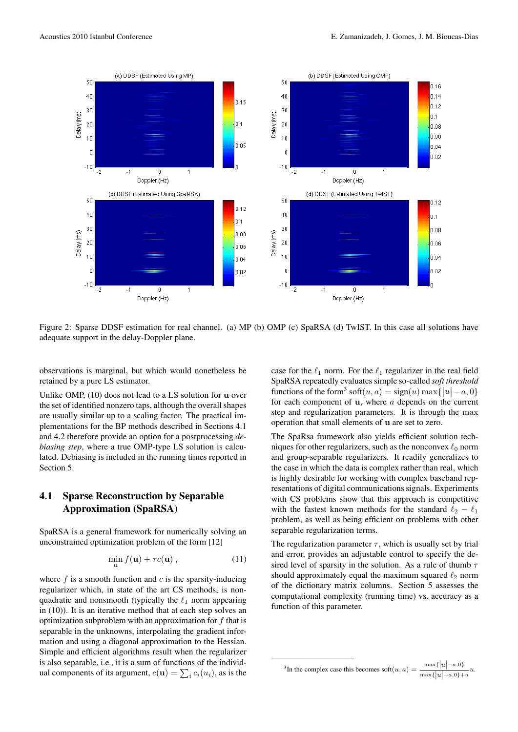Figure 2: Sparse DDSF estimation for real channel. (a) MP (b) OMP (c) SpaRSA (d) TwIST. In this case all solutions have adequate support in the delay-Doppler plane.

observations is marginal, but which would nonetheless be retained by a pure LS estimator.

Unlike OMP, (10) does not lead to a LS solution for $\mathbf{u}$ over the set of identified nonzero taps, although the overall shapes are usually similar up to a scaling factor. The practical implementations for the BP methods described in Sections 4.1 and 4.2 therefore provide an option for a postprocessing *debiasing step*, where a true OMP-type LS solution is calculated. Debiasing is included in the running times reported in Section 5.

## 4.1 Sparse Reconstruction by Separable Approximation (SpaRSA)

SpaRSA is a general framework for numerically solving an unconstrained optimization problem of the form [12]

$$\min_{\mathbf{u}} f(\mathbf{u}) + \tau c(\mathbf{u}), \tag{11}$$

where $f$ is a smooth function and $c$ is the sparsity-inducing regularizer which, in state of the art CS methods, is nonquadratic and nonsmooth (typically the $\ell_1$ norm appearing in (10)). It is an iterative method that at each step solves an optimization subproblem with an approximation for $f$ that is separable in the unknowns, interpolating the gradient information and using a diagonal approximation to the Hessian. Simple and efficient algorithms result when the regularizer is also separable, i.e., it is a sum of functions of the individual components of its argument, $c(\mathbf{u}) = \sum_i c_i(u_i)$, as is the case for the $\ell_1$ norm. For the $\ell_1$ regularizer in the real field SpaRSA repeatedly evaluates simple so-called *soft threshold* functions of the form[3] $\mathrm{soft}(u, a) = \mathrm{sign}(u)\max\{|u| - a, 0\}$ for each component of $\mathbf{u}$, where $a$ depends on the current step and regularization parameters. It is through the max operation that small elements of $\mathbf{u}$ are set to zero.

The SpaRsa framework also yields efficient solution techniques for other regularizers, such as the nonconvex $\ell_0$ norm and group-separable regularizers. It readily generalizes to the case in which the data is complex rather than real, which is highly desirable for working with complex baseband representations of digital communications signals. Experiments with CS problems show that this approach is competitive with the fastest known methods for the standard $\ell_2 - \ell_1$ problem, as well as being efficient on problems with other separable regularization terms.

The regularization parameter $\tau$, which is usually set by trial and error, provides an adjustable control to specify the desired level of sparsity in the solution. As a rule of thumb $\tau$ should approximately equal the maximum squared $\ell_2$ norm of the dictionary matrix columns. Section 5 assesses the computational complexity (running time) vs. accuracy as a function of this parameter.

[3] In the complex case this becomes $\mathrm{soft}(u, a) = \frac{\max\{|u| - a, 0\}}{\max\{|u| - a, 0\} + a} u$.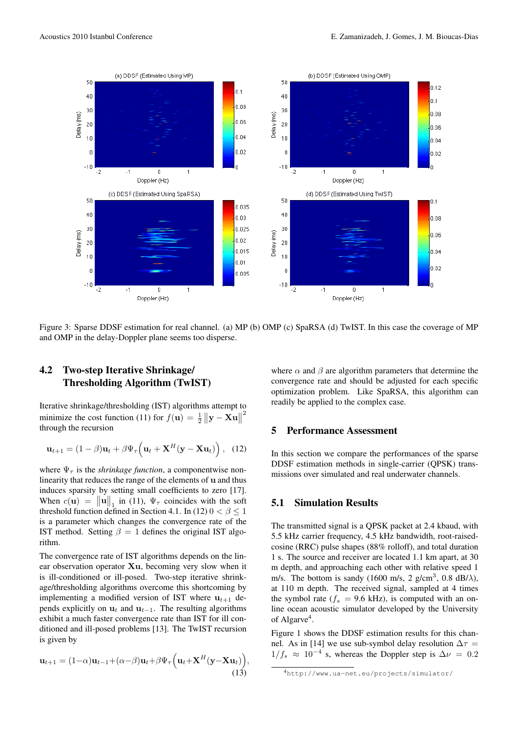Figure 3: Sparse DDSF estimation for real channel. (a) MP (b) OMP (c) SpaRSA (d) TwIST. In this case the coverage of MP and OMP in the delay-Doppler plane seems too disperse.

### 4.2 Two-step Iterative Shrinkage/ Thresholding Algorithm (TwIST)

Iterative shrinkage/thresholding (IST) algorithms attempt to minimize the cost function (11) for $f(\mathbf{u}) = \frac{1}{2}\left\|\mathbf{y} - \mathbf{X}\mathbf{u}\right\|^2$ through the recursion

$$\mathbf{u}_{t+1} = (1-\beta)\mathbf{u}_t + \beta\Psi_\tau\Big(\mathbf{u}_t + \mathbf{X}^H(\mathbf{y} - \mathbf{X}\mathbf{u}_t)\Big), \quad (12)$$

where $\Psi_\tau$ is the *shrinkage function*, a componentwise nonlinearity that reduces the range of the elements of $\mathbf{u}$ and thus induces sparsity by setting small coefficients to zero [17]. When $c(\mathbf{u}) = \left\|\mathbf{u}\right\|_1$ in (11), $\Psi_\tau$ coincides with the soft threshold function defined in Section 4.1. In (12) $0 < \beta \le 1$ is a parameter which changes the convergence rate of the IST method. Setting $\beta = 1$ defines the original IST algorithm.

The convergence rate of IST algorithms depends on the linear observation operator $\mathbf{X}\mathbf{u}$, becoming very slow when it is ill-conditioned or ill-posed. Two-step iterative shrinkage/thresholding algorithms overcome this shortcoming by implementing a modified version of IST where $\mathbf{u}_{t+1}$ depends explicitly on $\mathbf{u}_t$ and $\mathbf{u}_{t-1}$. The resulting algorithms exhibit a much faster convergence rate than IST for ill conditioned and ill-posed problems [13]. The TwIST recursion is given by

$$\mathbf{u}_{t+1} = (1-\alpha)\mathbf{u}_{t-1} + (\alpha-\beta)\mathbf{u}_t + \beta\Psi_\tau\Big(\mathbf{u}_t + \mathbf{X}^H(\mathbf{y} - \mathbf{X}\mathbf{u}_t)\Big), \quad (13)$$

where $\alpha$ and $\beta$ are algorithm parameters that determine the convergence rate and should be adjusted for each specific optimization problem. Like SpaRSA, this algorithm can readily be applied to the complex case.

## 5 Performance Assessment

In this section we compare the performances of the sparse DDSF estimation methods in single-carrier (QPSK) transmissions over simulated and real underwater channels.

### 5.1 Simulation Results

The transmitted signal is a QPSK packet at 2.4 kbaud, with 5.5 kHz carrier frequency, 4.5 kHz bandwidth, root-raised-cosine (RRC) pulse shapes (88% rolloff), and total duration 1 s. The source and receiver are located 1.1 km apart, at 30 m depth, and approaching each other with relative speed 1 m/s. The bottom is sandy (1600 m/s, 2 g/cm$^3$, 0.8 dB/$\lambda$), at 110 m depth. The received signal, sampled at 4 times the symbol rate ($f_s$ = 9.6 kHz), is computed with an online ocean acoustic simulator developed by the University of Algarve[4].

Figure 1 shows the DDSF estimation results for this channel. As in [14] we use sub-symbol delay resolution $\Delta\tau = 1/f_s \approx 10^{-4}$ s, whereas the Doppler step is $\Delta\nu = 0.2$

[4] http://www.ua-net.eu/projects/simulator/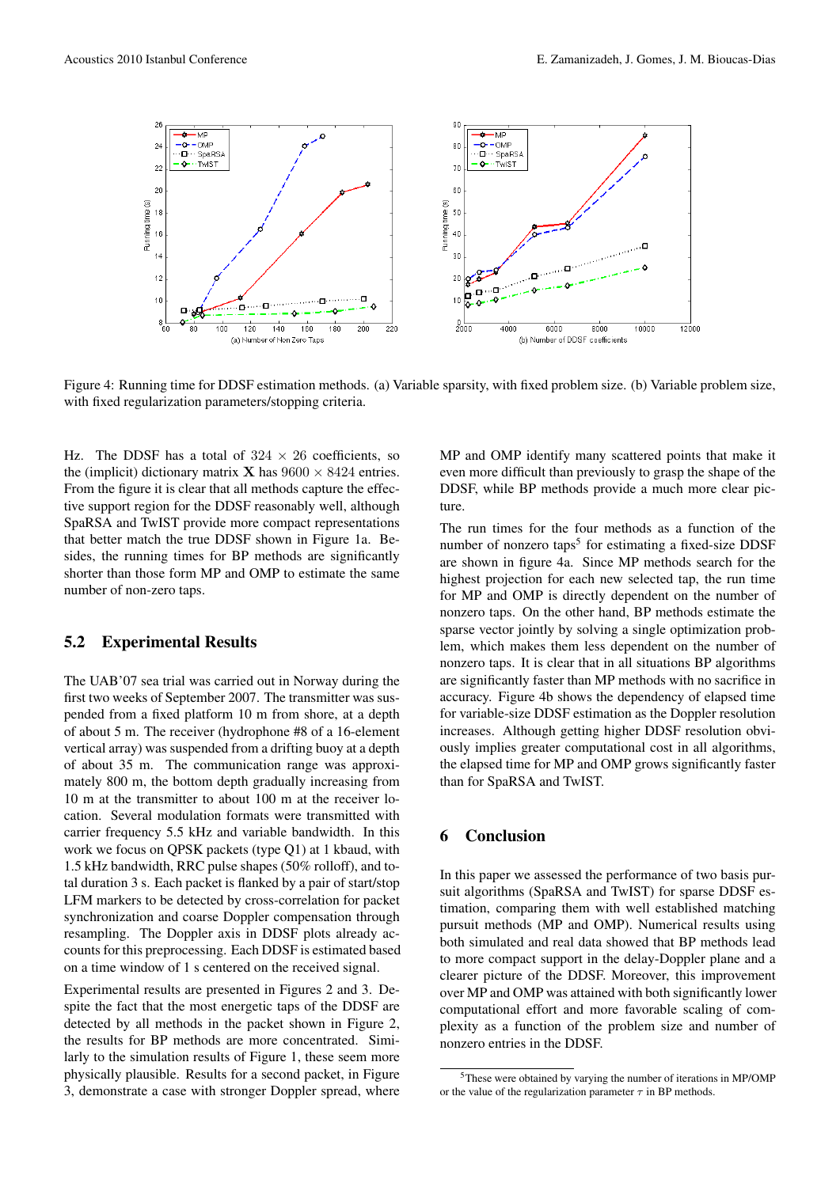Figure 4: Running time for DDSF estimation methods. (a) Variable sparsity, with fixed problem size. (b) Variable problem size, with fixed regularization parameters/stopping criteria.

Hz. The DDSF has a total of $324 \times 26$ coefficients, so the (implicit) dictionary matrix $\mathbf{X}$ has $9600 \times 8424$ entries. From the figure it is clear that all methods capture the effective support region for the DDSF reasonably well, although SpaRSA and TwIST provide more compact representations that better match the true DDSF shown in Figure 1a. Besides, the running times for BP methods are significantly shorter than those form MP and OMP to estimate the same number of non-zero taps.

## 5.2 Experimental Results

The UAB'07 sea trial was carried out in Norway during the first two weeks of September 2007. The transmitter was suspended from a fixed platform 10 m from shore, at a depth of about 5 m. The receiver (hydrophone #8 of a 16-element vertical array) was suspended from a drifting buoy at a depth of about 35 m. The communication range was approximately 800 m, the bottom depth gradually increasing from 10 m at the transmitter to about 100 m at the receiver location. Several modulation formats were transmitted with carrier frequency 5.5 kHz and variable bandwidth. In this work we focus on QPSK packets (type Q1) at 1 kbaud, with 1.5 kHz bandwidth, RRC pulse shapes (50% rolloff), and total duration 3 s. Each packet is flanked by a pair of start/stop LFM markers to be detected by cross-correlation for packet synchronization and coarse Doppler compensation through resampling. The Doppler axis in DDSF plots already accounts for this preprocessing. Each DDSF is estimated based on a time window of 1 s centered on the received signal.

Experimental results are presented in Figures 2 and 3. Despite the fact that the most energetic taps of the DDSF are detected by all methods in the packet shown in Figure 2, the results for BP methods are more concentrated. Similarly to the simulation results of Figure 1, these seem more physically plausible. Results for a second packet, in Figure 3, demonstrate a case with stronger Doppler spread, where MP and OMP identify many scattered points that make it even more difficult than previously to grasp the shape of the DDSF, while BP methods provide a much more clear picture.

The run times for the four methods as a function of the number of nonzero taps[5] for estimating a fixed-size DDSF are shown in figure 4a. Since MP methods search for the highest projection for each new selected tap, the run time for MP and OMP is directly dependent on the number of nonzero taps. On the other hand, BP methods estimate the sparse vector jointly by solving a single optimization problem, which makes them less dependent on the number of nonzero taps. It is clear that in all situations BP algorithms are significantly faster than MP methods with no sacrifice in accuracy. Figure 4b shows the dependency of elapsed time for variable-size DDSF estimation as the Doppler resolution increases. Although getting higher DDSF resolution obviously implies greater computational cost in all algorithms, the elapsed time for MP and OMP grows significantly faster than for SpaRSA and TwIST.

# 6 Conclusion

In this paper we assessed the performance of two basis pursuit algorithms (SpaRSA and TwIST) for sparse DDSF estimation, comparing them with well established matching pursuit methods (MP and OMP). Numerical results using both simulated and real data showed that BP methods lead to more compact support in the delay-Doppler plane and a clearer picture of the DDSF. Moreover, this improvement over MP and OMP was attained with both significantly lower computational effort and more favorable scaling of complexity as a function of the problem size and number of nonzero entries in the DDSF.

[5] These were obtained by varying the number of iterations in MP/OMP or the value of the regularization parameter $\tau$ in BP methods.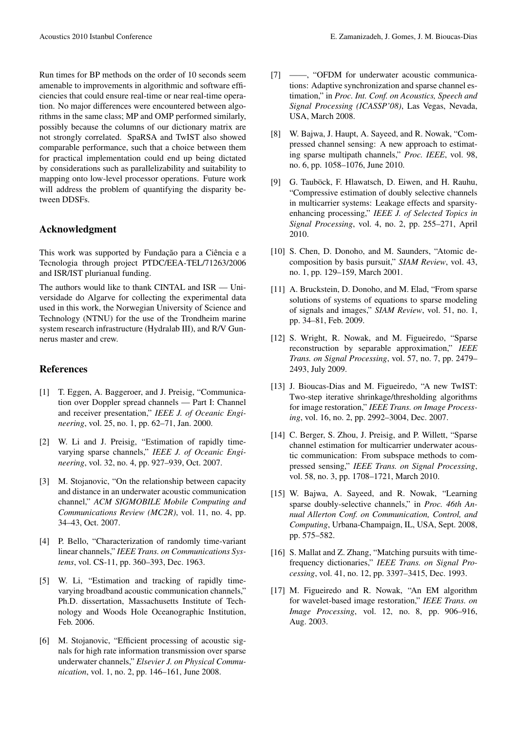Run times for BP methods on the order of 10 seconds seem amenable to improvements in algorithmic and software efficiencies that could ensure real-time or near real-time operation. No major differences were encountered between algorithms in the same class; MP and OMP performed similarly, possibly because the columns of our dictionary matrix are not strongly correlated. SpaRSA and TwIST also showed comparable performance, such that a choice between them for practical implementation could end up being dictated by considerations such as parallelizability and suitability to mapping onto low-level processor operations. Future work will address the problem of quantifying the disparity between DDSFs.

## Acknowledgment

This work was supported by Fundação para a Ciência e a Tecnologia through project PTDC/EEA-TEL/71263/2006 and ISR/IST plurianual funding.

The authors would like to thank CINTAL and ISR — Universidade do Algarve for collecting the experimental data used in this work, the Norwegian University of Science and Technology (NTNU) for the use of the Trondheim marine system research infrastructure (Hydralab III), and R/V Gunnerus master and crew.

## References

[1] T. Eggen, A. Baggeroer, and J. Preisig, "Communication over Doppler spread channels — Part I: Channel and receiver presentation," *IEEE J. of Oceanic Engineering*, vol. 25, no. 1, pp. 62–71, Jan. 2000.

[2] W. Li and J. Preisig, "Estimation of rapidly time-varying sparse channels," *IEEE J. of Oceanic Engineering*, vol. 32, no. 4, pp. 927–939, Oct. 2007.

[3] M. Stojanovic, "On the relationship between capacity and distance in an underwater acoustic communication channel," *ACM SIGMOBILE Mobile Computing and Communications Review (MC2R)*, vol. 11, no. 4, pp. 34–43, Oct. 2007.

[4] P. Bello, "Characterization of randomly time-variant linear channels," *IEEE Trans. on Communications Systems*, vol. CS-11, pp. 360–393, Dec. 1963.

[5] W. Li, "Estimation and tracking of rapidly time-varying broadband acoustic communication channels," Ph.D. dissertation, Massachusetts Institute of Technology and Woods Hole Oceanographic Institution, Feb. 2006.

[6] M. Stojanovic, "Efficient processing of acoustic signals for high rate information transmission over sparse underwater channels," *Elsevier J. on Physical Communication*, vol. 1, no. 2, pp. 146–161, June 2008.

[7] ——, "OFDM for underwater acoustic communications: Adaptive synchronization and sparse channel estimation," in *Proc. Int. Conf. on Acoustics, Speech and Signal Processing (ICASSP'08)*, Las Vegas, Nevada, USA, March 2008.

[8] W. Bajwa, J. Haupt, A. Sayeed, and R. Nowak, "Compressed channel sensing: A new approach to estimating sparse multipath channels," *Proc. IEEE*, vol. 98, no. 6, pp. 1058–1076, June 2010.

[9] G. Tauböck, F. Hlawatsch, D. Eiwen, and H. Rauhu, "Compressive estimation of doubly selective channels in multicarrier systems: Leakage effects and sparsity-enhancing processing," *IEEE J. of Selected Topics in Signal Processing*, vol. 4, no. 2, pp. 255–271, April 2010.

[10] S. Chen, D. Donoho, and M. Saunders, "Atomic decomposition by basis pursuit," *SIAM Review*, vol. 43, no. 1, pp. 129–159, March 2001.

[11] A. Bruckstein, D. Donoho, and M. Elad, "From sparse solutions of systems of equations to sparse modeling of signals and images," *SIAM Review*, vol. 51, no. 1, pp. 34–81, Feb. 2009.

[12] S. Wright, R. Nowak, and M. Figueiredo, "Sparse reconstruction by separable approximation," *IEEE Trans. on Signal Processing*, vol. 57, no. 7, pp. 2479–2493, July 2009.

[13] J. Bioucas-Dias and M. Figueiredo, "A new TwIST: Two-step iterative shrinkage/thresholding algorithms for image restoration," *IEEE Trans. on Image Processing*, vol. 16, no. 2, pp. 2992–3004, Dec. 2007.

[14] C. Berger, S. Zhou, J. Preisig, and P. Willett, "Sparse channel estimation for multicarrier underwater acoustic communication: From subspace methods to compressed sensing," *IEEE Trans. on Signal Processing*, vol. 58, no. 3, pp. 1708–1721, March 2010.

[15] W. Bajwa, A. Sayeed, and R. Nowak, "Learning sparse doubly-selective channels," in *Proc. 46th Annual Allerton Conf. on Communication, Control, and Computing*, Urbana-Champaign, IL, USA, Sept. 2008, pp. 575–582.

[16] S. Mallat and Z. Zhang, "Matching pursuits with time-frequency dictionaries," *IEEE Trans. on Signal Processing*, vol. 41, no. 12, pp. 3397–3415, Dec. 1993.

[17] M. Figueiredo and R. Nowak, "An EM algorithm for wavelet-based image restoration," *IEEE Trans. on Image Processing*, vol. 12, no. 8, pp. 906–916, Aug. 2003.